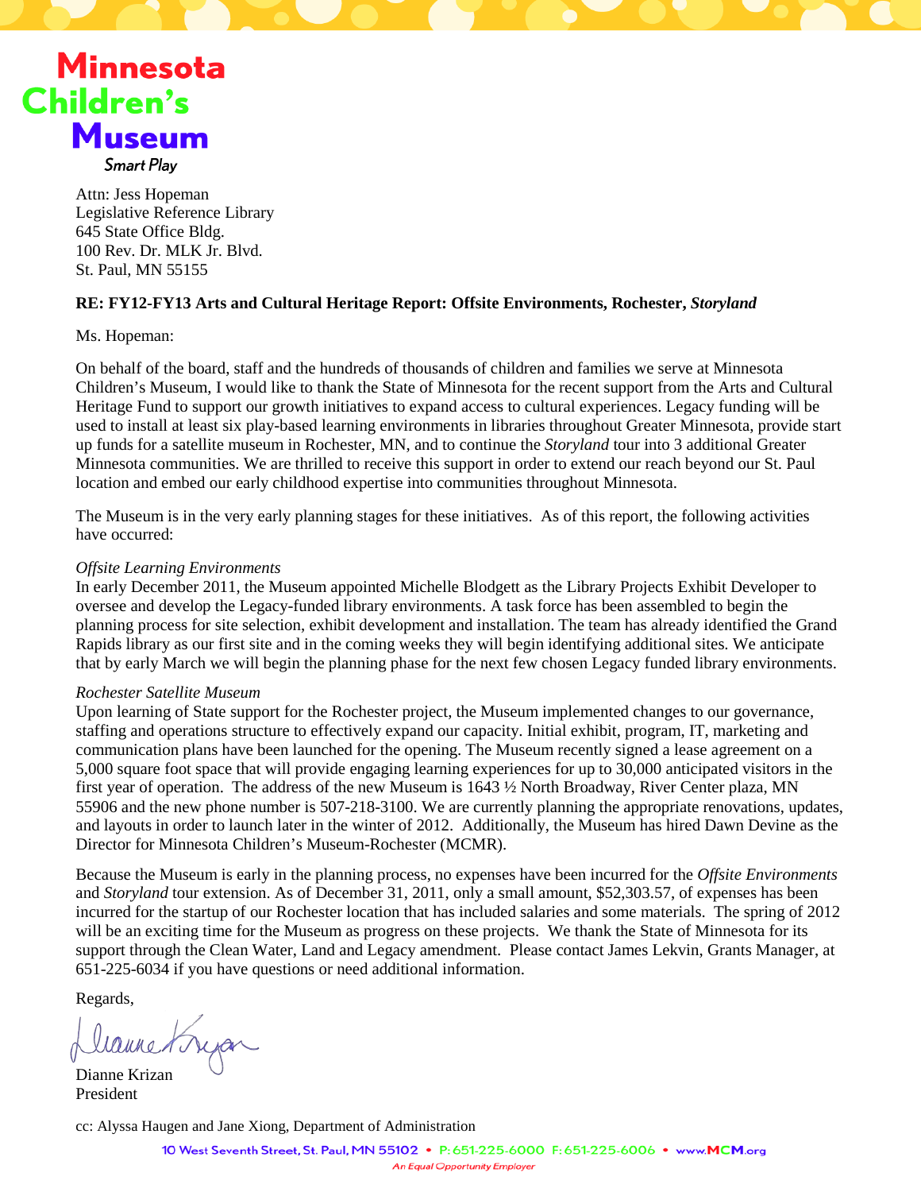Minnesota Children's Museum
Smart Play

Attn: Jess Hopeman
Legislative Reference Library
645 State Office Bldg.
100 Rev. Dr. MLK Jr. Blvd.
St. Paul, MN 55155

**RE: FY12-FY13 Arts and Cultural Heritage Report: Offsite Environments, Rochester, *Storyland***

Ms. Hopeman:

On behalf of the board, staff and the hundreds of thousands of children and families we serve at Minnesota Children's Museum, I would like to thank the State of Minnesota for the recent support from the Arts and Cultural Heritage Fund to support our growth initiatives to expand access to cultural experiences. Legacy funding will be used to install at least six play-based learning environments in libraries throughout Greater Minnesota, provide start up funds for a satellite museum in Rochester, MN, and to continue the *Storyland* tour into 3 additional Greater Minnesota communities. We are thrilled to receive this support in order to extend our reach beyond our St. Paul location and embed our early childhood expertise into communities throughout Minnesota.

The Museum is in the very early planning stages for these initiatives. As of this report, the following activities have occurred:

*Offsite Learning Environments*
In early December 2011, the Museum appointed Michelle Blodgett as the Library Projects Exhibit Developer to oversee and develop the Legacy-funded library environments. A task force has been assembled to begin the planning process for site selection, exhibit development and installation. The team has already identified the Grand Rapids library as our first site and in the coming weeks they will begin identifying additional sites. We anticipate that by early March we will begin the planning phase for the next few chosen Legacy funded library environments.

*Rochester Satellite Museum*
Upon learning of State support for the Rochester project, the Museum implemented changes to our governance, staffing and operations structure to effectively expand our capacity. Initial exhibit, program, IT, marketing and communication plans have been launched for the opening. The Museum recently signed a lease agreement on a 5,000 square foot space that will provide engaging learning experiences for up to 30,000 anticipated visitors in the first year of operation. The address of the new Museum is 1643 ½ North Broadway, River Center plaza, MN 55906 and the new phone number is 507-218-3100. We are currently planning the appropriate renovations, updates, and layouts in order to launch later in the winter of 2012. Additionally, the Museum has hired Dawn Devine as the Director for Minnesota Children's Museum-Rochester (MCMR).

Because the Museum is early in the planning process, no expenses have been incurred for the *Offsite Environments* and *Storyland* tour extension. As of December 31, 2011, only a small amount, $52,303.57, of expenses has been incurred for the startup of our Rochester location that has included salaries and some materials. The spring of 2012 will be an exciting time for the Museum as progress on these projects. We thank the State of Minnesota for its support through the Clean Water, Land and Legacy amendment. Please contact James Lekvin, Grants Manager, at 651-225-6034 if you have questions or need additional information.

Regards,

Dianne Krizan
President

cc: Alyssa Haugen and Jane Xiong, Department of Administration

10 West Seventh Street, St. Paul, MN 55102 • P: 651-225-6000 F: 651-225-6006 • www.MCM.org
An Equal Opportunity Employer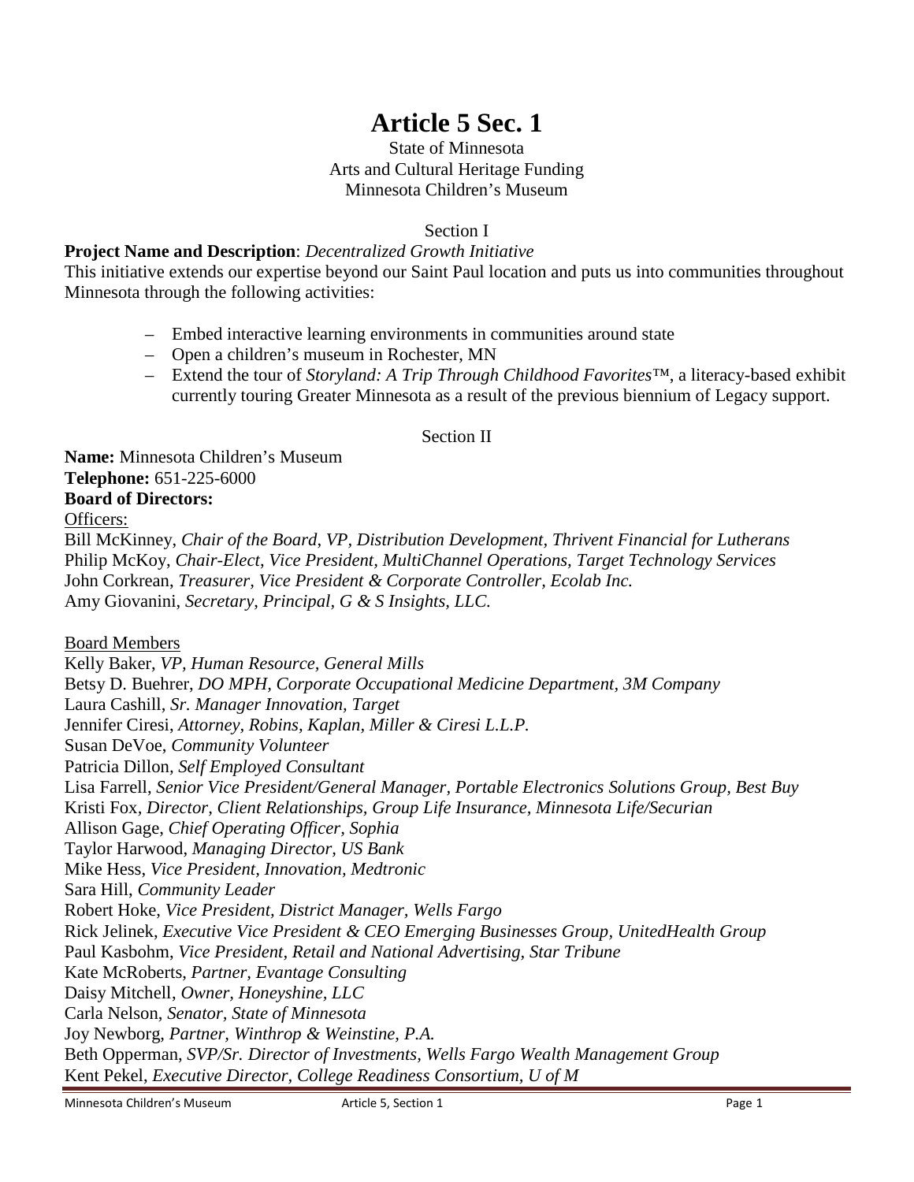# Article 5 Sec. 1

State of Minnesota
Arts and Cultural Heritage Funding
Minnesota Children's Museum

Section I

**Project Name and Description**: *Decentralized Growth Initiative*
This initiative extends our expertise beyond our Saint Paul location and puts us into communities throughout Minnesota through the following activities:

- Embed interactive learning environments in communities around state
- Open a children's museum in Rochester, MN
- Extend the tour of *Storyland: A Trip Through Childhood Favorites*™, a literacy-based exhibit currently touring Greater Minnesota as a result of the previous biennium of Legacy support.

Section II

**Name:** Minnesota Children's Museum
**Telephone:** 651-225-6000
**Board of Directors:**

Officers:

Bill McKinney, *Chair of the Board, VP, Distribution Development, Thrivent Financial for Lutherans*
Philip McKoy, *Chair-Elect, Vice President, MultiChannel Operations, Target Technology Services*
John Corkrean, *Treasurer, Vice President & Corporate Controller, Ecolab Inc.*
Amy Giovanini, *Secretary, Principal, G & S Insights, LLC.*

Board Members

Kelly Baker, *VP, Human Resource, General Mills*
Betsy D. Buehrer, *DO MPH, Corporate Occupational Medicine Department, 3M Company*
Laura Cashill, *Sr. Manager Innovation, Target*
Jennifer Ciresi, *Attorney, Robins, Kaplan, Miller & Ciresi L.L.P.*
Susan DeVoe, *Community Volunteer*
Patricia Dillon, *Self Employed Consultant*
Lisa Farrell, *Senior Vice President/General Manager, Portable Electronics Solutions Group, Best Buy*
Kristi Fox, *Director, Client Relationships, Group Life Insurance, Minnesota Life/Securian*
Allison Gage, *Chief Operating Officer, Sophia*
Taylor Harwood, *Managing Director, US Bank*
Mike Hess, *Vice President, Innovation, Medtronic*
Sara Hill, *Community Leader*
Robert Hoke, *Vice President, District Manager, Wells Fargo*
Rick Jelinek, *Executive Vice President & CEO Emerging Businesses Group, UnitedHealth Group*
Paul Kasbohm, *Vice President, Retail and National Advertising, Star Tribune*
Kate McRoberts, *Partner, Evantage Consulting*
Daisy Mitchell, *Owner, Honeyshine, LLC*
Carla Nelson, *Senator, State of Minnesota*
Joy Newborg, *Partner, Winthrop & Weinstine, P.A.*
Beth Opperman, *SVP/Sr. Director of Investments, Wells Fargo Wealth Management Group*
Kent Pekel, *Executive Director, College Readiness Consortium, U of M*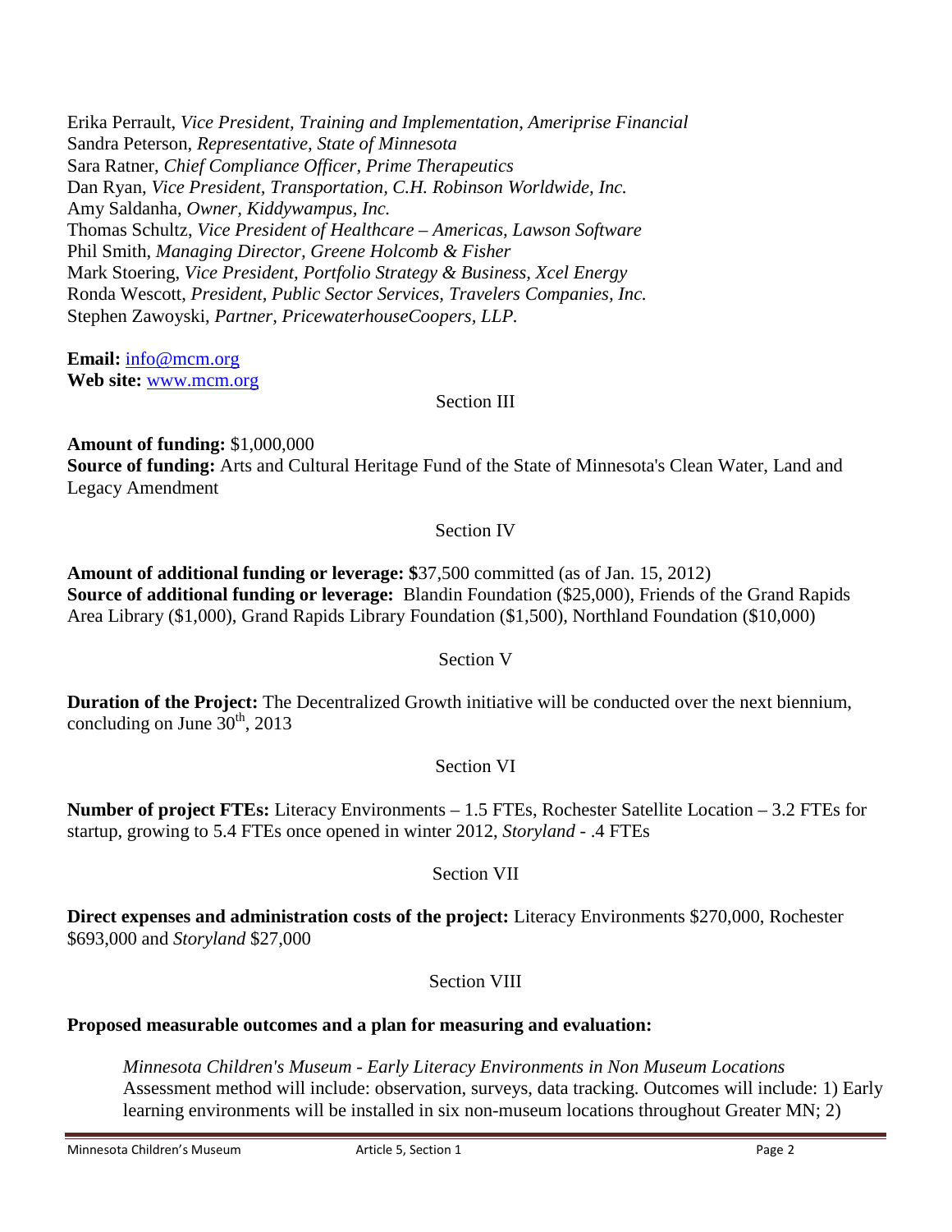Erika Perrault, *Vice President, Training and Implementation, Ameriprise Financial*
Sandra Peterson, *Representative, State of Minnesota*
Sara Ratner, *Chief Compliance Officer, Prime Therapeutics*
Dan Ryan, *Vice President, Transportation, C.H. Robinson Worldwide, Inc.*
Amy Saldanha, *Owner, Kiddywampus, Inc.*
Thomas Schultz, *Vice President of Healthcare – Americas, Lawson Software*
Phil Smith, *Managing Director, Greene Holcomb & Fisher*
Mark Stoering, *Vice President, Portfolio Strategy & Business, Xcel Energy*
Ronda Wescott, *President, Public Sector Services, Travelers Companies, Inc.*
Stephen Zawoyski, *Partner, PricewaterhouseCoopers, LLP.*

**Email:** info@mcm.org
**Web site:** www.mcm.org

Section III

**Amount of funding:** $1,000,000
**Source of funding:** Arts and Cultural Heritage Fund of the State of Minnesota's Clean Water, Land and Legacy Amendment

Section IV

**Amount of additional funding or leverage: $**37,500 committed (as of Jan. 15, 2012)
**Source of additional funding or leverage:** Blandin Foundation ($25,000), Friends of the Grand Rapids Area Library ($1,000), Grand Rapids Library Foundation ($1,500), Northland Foundation ($10,000)

Section V

**Duration of the Project:** The Decentralized Growth initiative will be conducted over the next biennium, concluding on June 30th, 2013

Section VI

**Number of project FTEs:** Literacy Environments – 1.5 FTEs, Rochester Satellite Location – 3.2 FTEs for startup, growing to 5.4 FTEs once opened in winter 2012, *Storyland* - .4 FTEs

Section VII

**Direct expenses and administration costs of the project:** Literacy Environments $270,000, Rochester $693,000 and *Storyland* $27,000

Section VIII

**Proposed measurable outcomes and a plan for measuring and evaluation:**

*Minnesota Children's Museum - Early Literacy Environments in Non Museum Locations*
Assessment method will include: observation, surveys, data tracking. Outcomes will include: 1) Early learning environments will be installed in six non-museum locations throughout Greater MN; 2)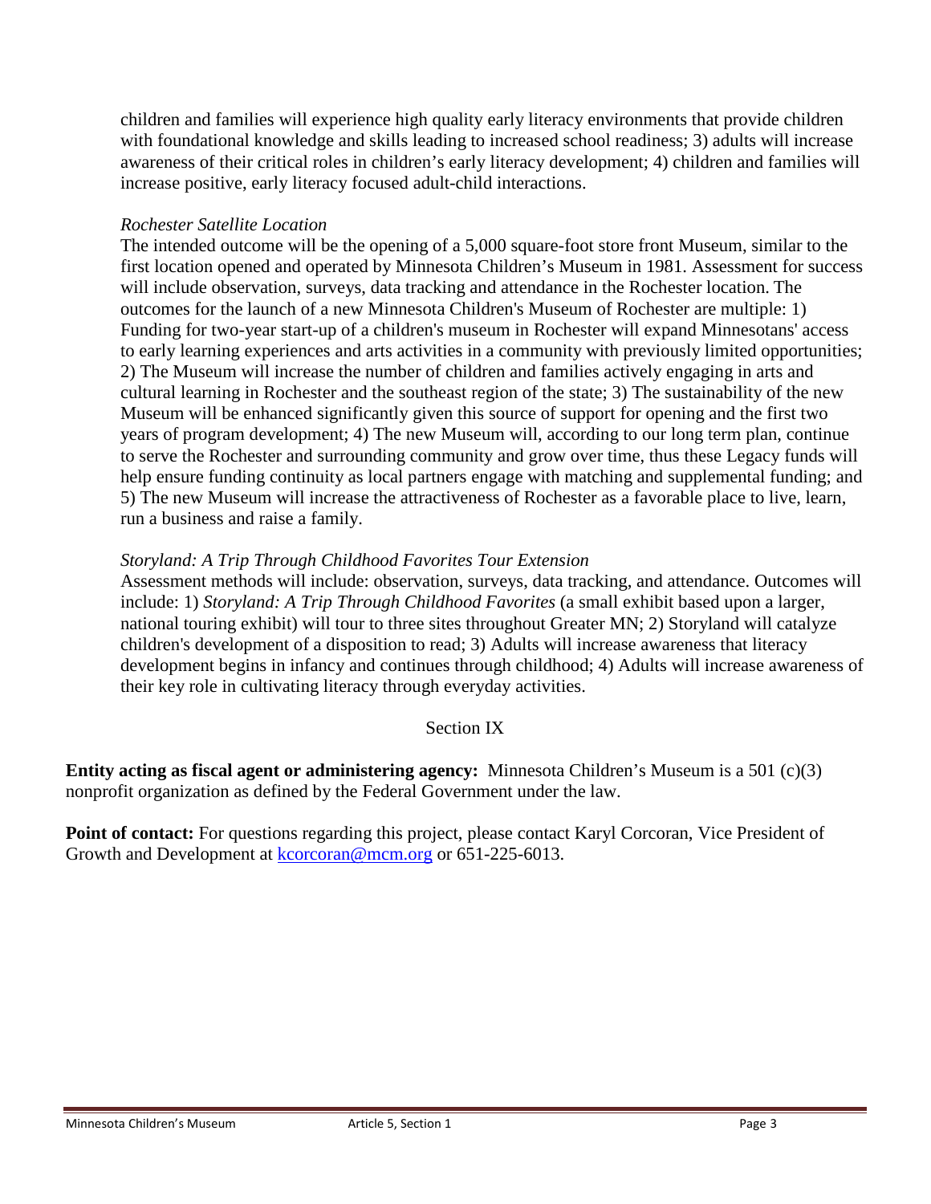children and families will experience high quality early literacy environments that provide children with foundational knowledge and skills leading to increased school readiness; 3) adults will increase awareness of their critical roles in children's early literacy development; 4) children and families will increase positive, early literacy focused adult-child interactions.

*Rochester Satellite Location*

The intended outcome will be the opening of a 5,000 square-foot store front Museum, similar to the first location opened and operated by Minnesota Children's Museum in 1981. Assessment for success will include observation, surveys, data tracking and attendance in the Rochester location. The outcomes for the launch of a new Minnesota Children's Museum of Rochester are multiple: 1) Funding for two-year start-up of a children's museum in Rochester will expand Minnesotans' access to early learning experiences and arts activities in a community with previously limited opportunities; 2) The Museum will increase the number of children and families actively engaging in arts and cultural learning in Rochester and the southeast region of the state; 3) The sustainability of the new Museum will be enhanced significantly given this source of support for opening and the first two years of program development; 4) The new Museum will, according to our long term plan, continue to serve the Rochester and surrounding community and grow over time, thus these Legacy funds will help ensure funding continuity as local partners engage with matching and supplemental funding; and 5) The new Museum will increase the attractiveness of Rochester as a favorable place to live, learn, run a business and raise a family.

*Storyland: A Trip Through Childhood Favorites Tour Extension*

Assessment methods will include: observation, surveys, data tracking, and attendance. Outcomes will include: 1) *Storyland: A Trip Through Childhood Favorites* (a small exhibit based upon a larger, national touring exhibit) will tour to three sites throughout Greater MN; 2) Storyland will catalyze children's development of a disposition to read; 3) Adults will increase awareness that literacy development begins in infancy and continues through childhood; 4) Adults will increase awareness of their key role in cultivating literacy through everyday activities.

Section IX

**Entity acting as fiscal agent or administering agency:** Minnesota Children's Museum is a 501 (c)(3) nonprofit organization as defined by the Federal Government under the law.

**Point of contact:** For questions regarding this project, please contact Karyl Corcoran, Vice President of Growth and Development at kcorcoran@mcm.org or 651-225-6013.